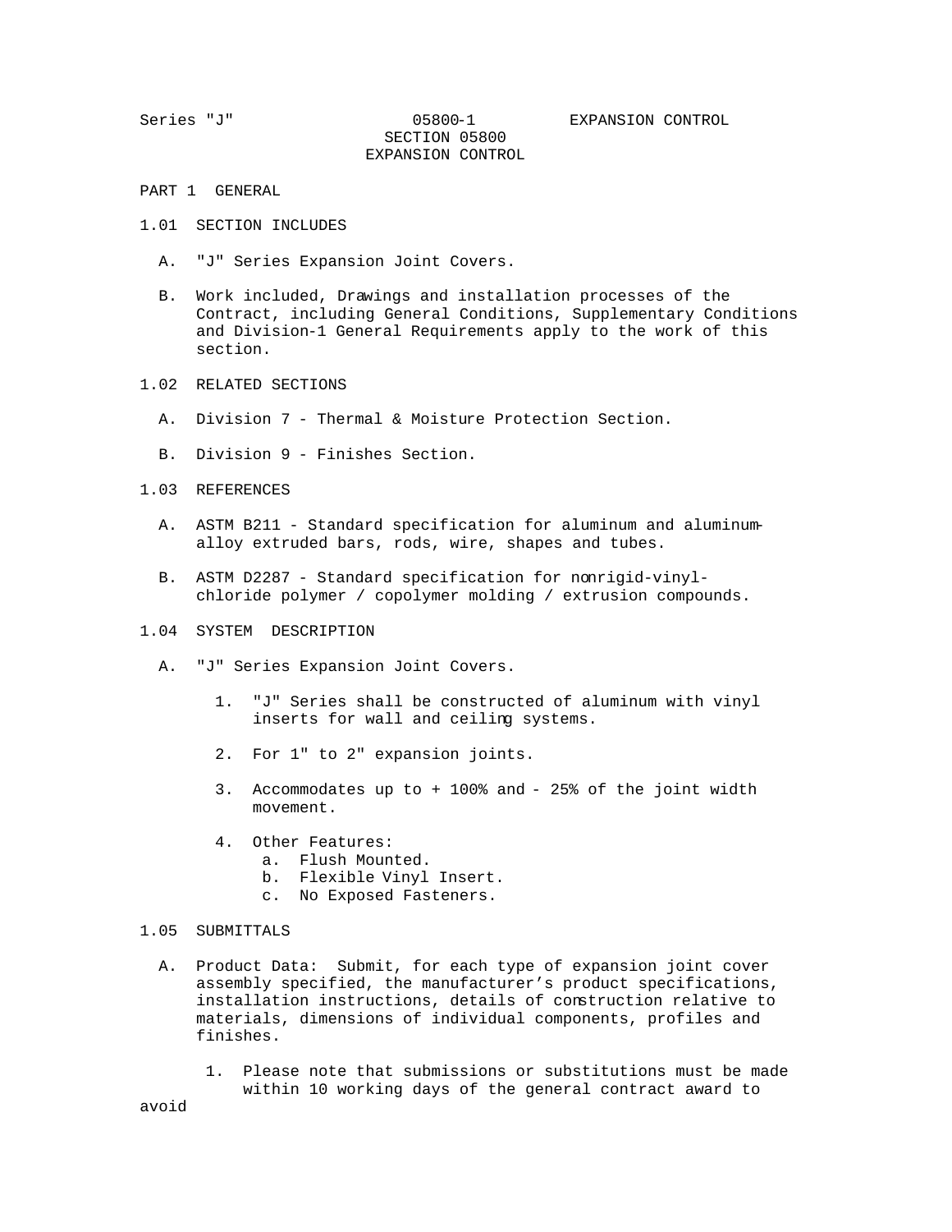# SECTION 05800
# EXPANSION CONTROL

## PART 1 GENERAL

### 1.01 SECTION INCLUDES

A. "J" Series Expansion Joint Covers.

B. Work included, Drawings and installation processes of the Contract, including General Conditions, Supplementary Conditions and Division-1 General Requirements apply to the work of this section.

### 1.02 RELATED SECTIONS

A. Division 7 - Thermal & Moisture Protection Section.

B. Division 9 - Finishes Section.

### 1.03 REFERENCES

A. ASTM B211 - Standard specification for aluminum and aluminum-alloy extruded bars, rods, wire, shapes and tubes.

B. ASTM D2287 - Standard specification for nonrigid-vinyl-chloride polymer / copolymer molding / extrusion compounds.

### 1.04 SYSTEM DESCRIPTION

A. "J" Series Expansion Joint Covers.

1. "J" Series shall be constructed of aluminum with vinyl inserts for wall and ceiling systems.
2. For 1" to 2" expansion joints.
3. Accommodates up to + 100% and - 25% of the joint width movement.
4. Other Features:
   a. Flush Mounted.
   b. Flexible Vinyl Insert.
   c. No Exposed Fasteners.

### 1.05 SUBMITTALS

A. Product Data: Submit, for each type of expansion joint cover assembly specified, the manufacturer's product specifications, installation instructions, details of construction relative to materials, dimensions of individual components, profiles and finishes.

1. Please note that submissions or substitutions must be made within 10 working days of the general contract award to avoid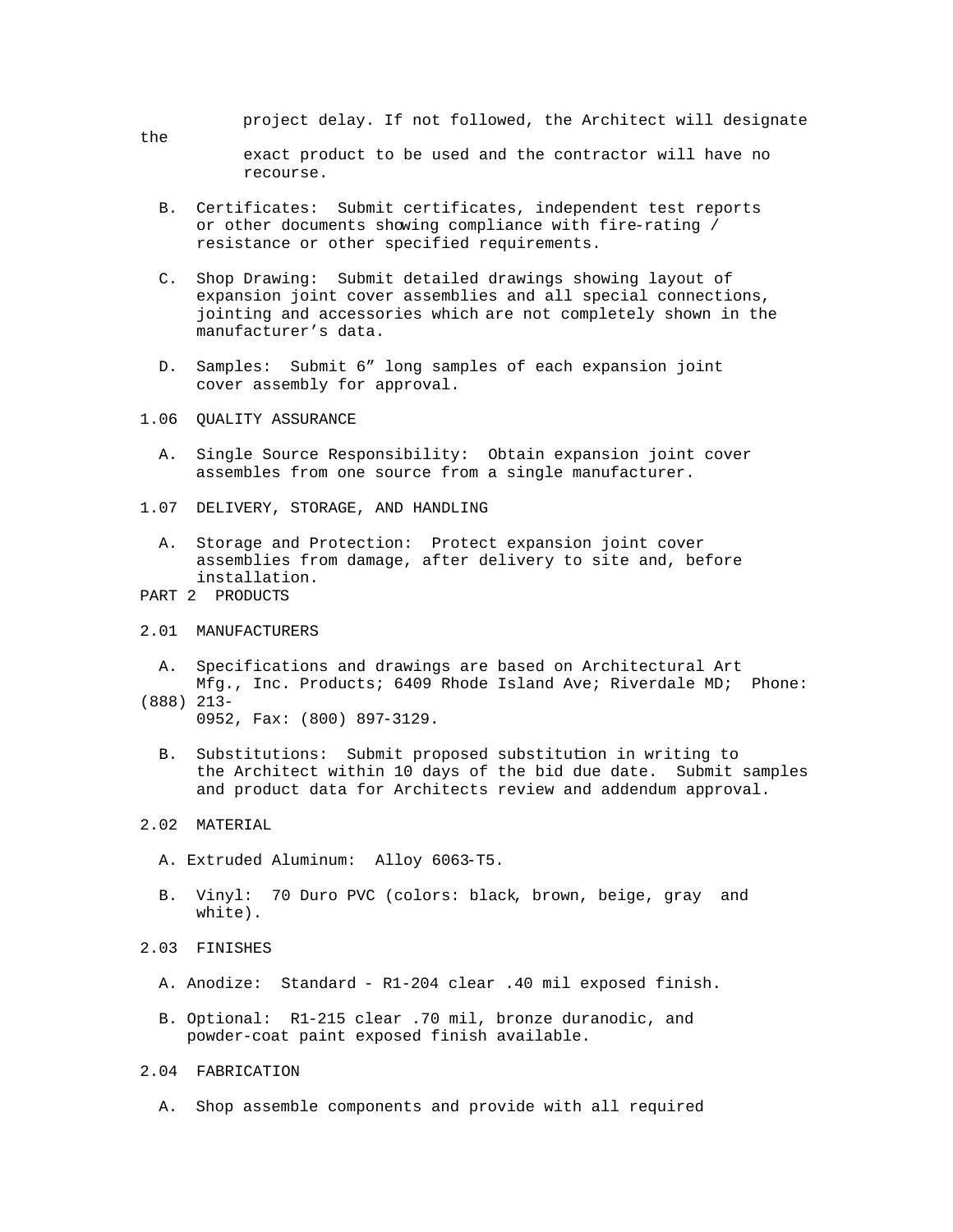project delay. If not followed, the Architect will designate the exact product to be used and the contractor will have no recourse.

B. Certificates: Submit certificates, independent test reports or other documents showing compliance with fire-rating / resistance or other specified requirements.

C. Shop Drawing: Submit detailed drawings showing layout of expansion joint cover assemblies and all special connections, jointing and accessories which are not completely shown in the manufacturer's data.

D. Samples: Submit 6" long samples of each expansion joint cover assembly for approval.

1.06 QUALITY ASSURANCE

A. Single Source Responsibility: Obtain expansion joint cover assembles from one source from a single manufacturer.

1.07 DELIVERY, STORAGE, AND HANDLING

A. Storage and Protection: Protect expansion joint cover assemblies from damage, after delivery to site and, before installation.

PART 2 PRODUCTS

2.01 MANUFACTURERS

A. Specifications and drawings are based on Architectural Art Mfg., Inc. Products; 6409 Rhode Island Ave; Riverdale MD; Phone: (888) 213-0952, Fax: (800) 897-3129.

B. Substitutions: Submit proposed substitution in writing to the Architect within 10 days of the bid due date. Submit samples and product data for Architects review and addendum approval.

2.02 MATERIAL

A. Extruded Aluminum: Alloy 6063-T5.

B. Vinyl: 70 Duro PVC (colors: black, brown, beige, gray and white).

2.03 FINISHES

A. Anodize: Standard - R1-204 clear .40 mil exposed finish.

B. Optional: R1-215 clear .70 mil, bronze duranodic, and powder-coat paint exposed finish available.

2.04 FABRICATION

A. Shop assemble components and provide with all required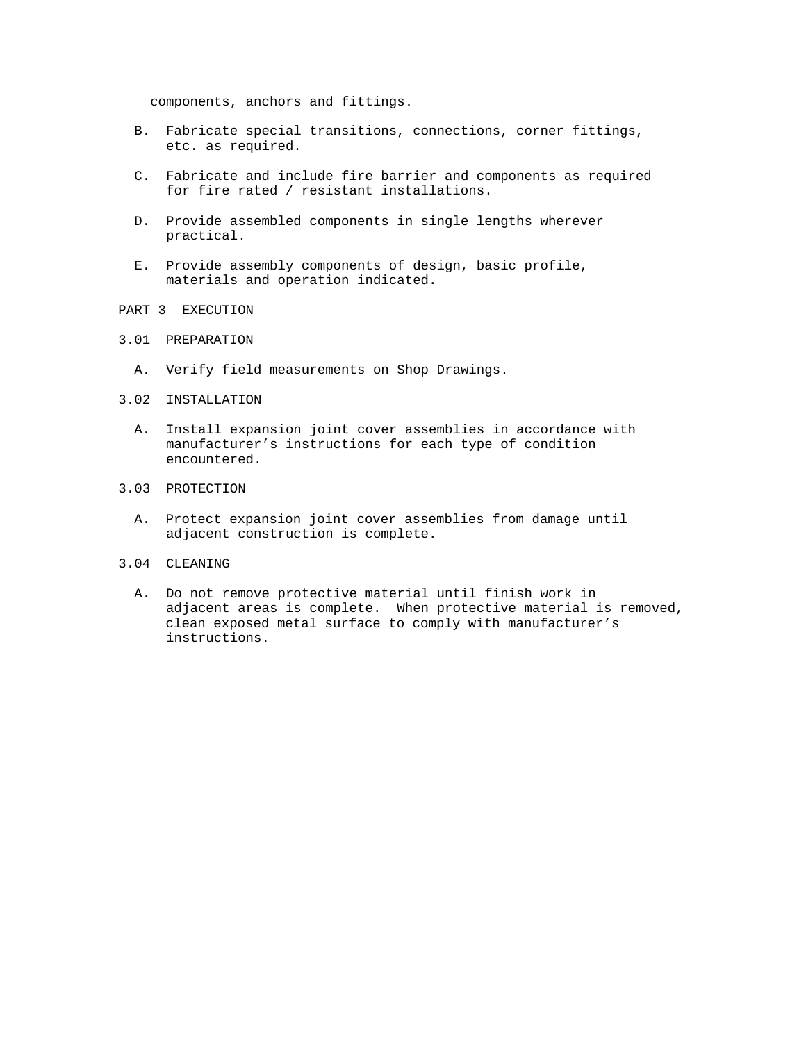components, anchors and fittings.

B. Fabricate special transitions, connections, corner fittings, etc. as required.

C. Fabricate and include fire barrier and components as required for fire rated / resistant installations.

D. Provide assembled components in single lengths wherever practical.

E. Provide assembly components of design, basic profile, materials and operation indicated.

## PART 3 EXECUTION

### 3.01 PREPARATION

A. Verify field measurements on Shop Drawings.

### 3.02 INSTALLATION

A. Install expansion joint cover assemblies in accordance with manufacturer’s instructions for each type of condition encountered.

### 3.03 PROTECTION

A. Protect expansion joint cover assemblies from damage until adjacent construction is complete.

### 3.04 CLEANING

A. Do not remove protective material until finish work in adjacent areas is complete. When protective material is removed, clean exposed metal surface to comply with manufacturer’s instructions.